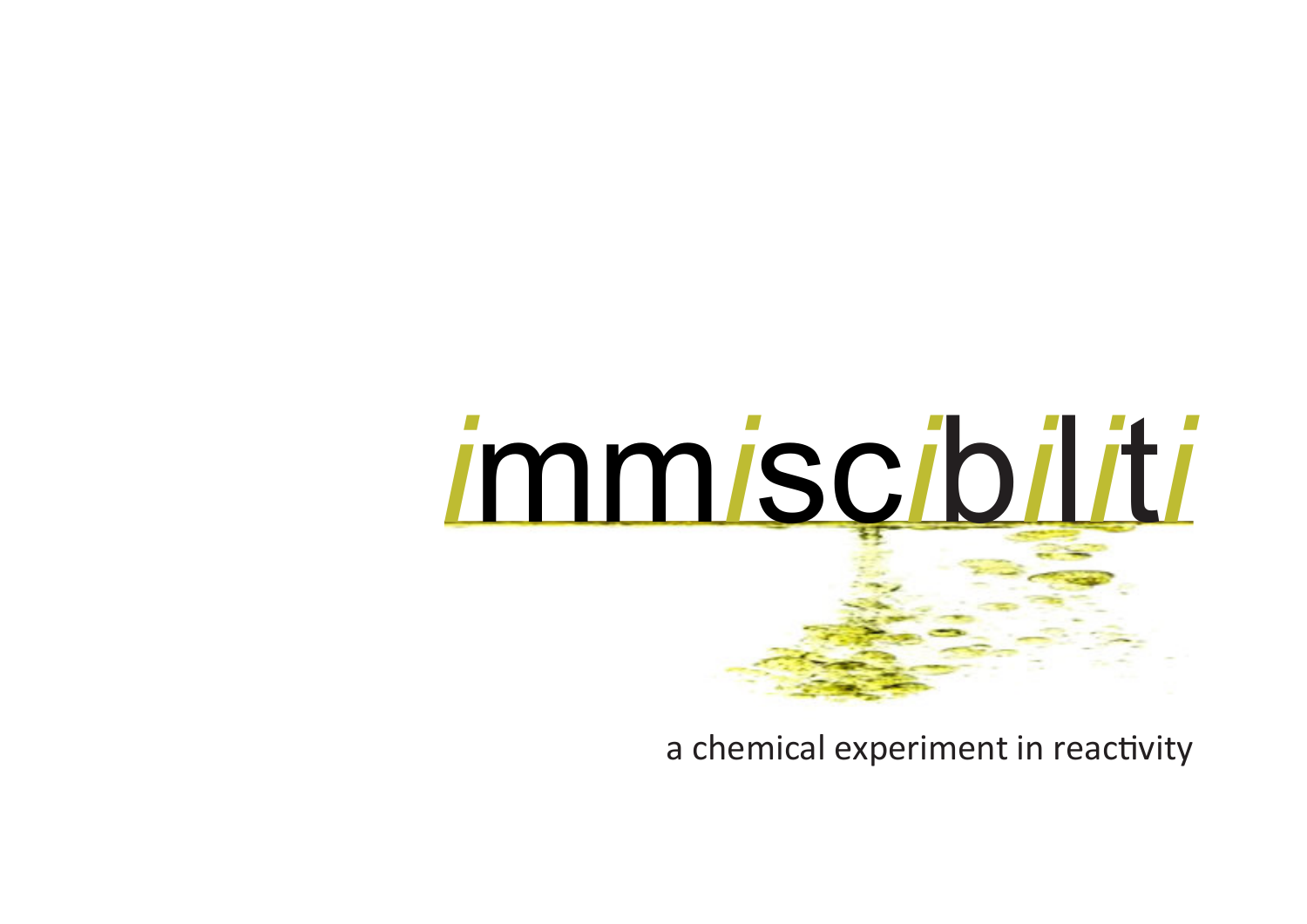# immiscibiliti

a chemical experiment in reactivity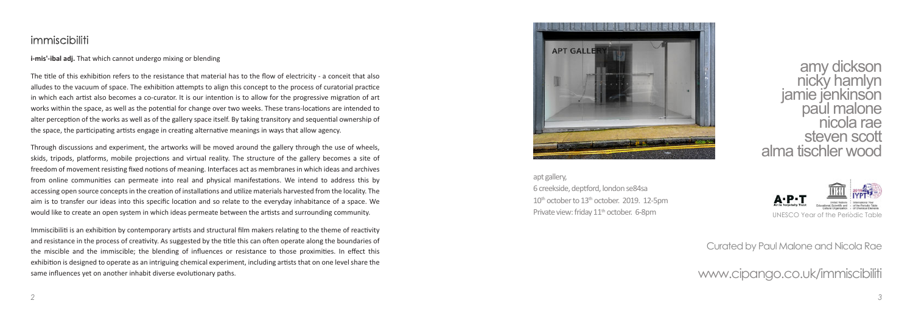## immiscibiliti

**i-mis'-ibal adj.** That which cannot undergo mixing or blending

The title of this exhibition refers to the resistance that material has to the flow of electricity - a conceit that also alludes to the vacuum of space. The exhibition attempts to align this concept to the process of curatorial practice in which each artist also becomes a co-curator. It is our intention is to allow for the progressive migration of art works within the space, as well as the potential for change over two weeks. These trans-locations are intended to alter perception of the works as well as of the gallery space itself. By taking transitory and sequential ownership of the space, the participating artists engage in creating alternative meanings in ways that allow agency.

Through discussions and experiment, the artworks will be moved around the gallery through the use of wheels, skids, tripods, platforms, mobile projections and virtual reality. The structure of the gallery becomes a site of freedom of movement resisting fixed notions of meaning. Interfaces act as membranes in which ideas and archives from online communities can permeate into real and physical manifestations. We intend to address this by accessing open source concepts in the creation of installations and utilize materials harvested from the locality. The aim is to transfer our ideas into this specific location and so relate to the everyday inhabitance of a space. We would like to create an open system in which ideas permeate between the artists and surrounding community.

Immiscibiliti is an exhibition by contemporary artists and structural film makers relating to the theme of reactivity and resistance in the process of creativity. As suggested by the title this can often operate along the boundaries of the miscible and the immiscible; the blending of influences or resistance to those proximities. In effect this exhibition is designed to operate as an intriguing chemical experiment, including artists that on one level share the same influences yet on another inhabit diverse evolutionary paths.

amy dickson
nicky hamlyn
jamie jenkinson
paul malone
nicola rae
steven scott
alma tischler wood

apt gallery,
6 creekside, deptford, london se84sa
10th october to 13th october. 2019. 12-5pm
Private view: friday 11th october. 6-8pm

UNESCO Year of the Periodic Table

Curated by Paul Malone and Nicola Rae

www.cipango.co.uk/immiscibiliti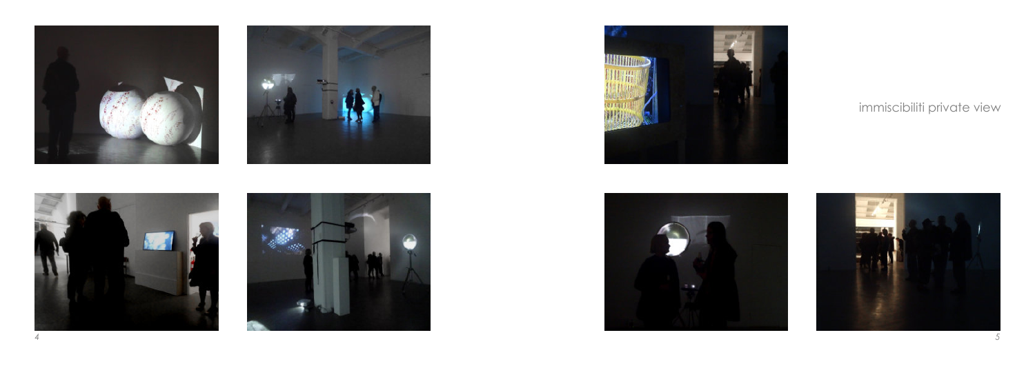immiscibiliti private view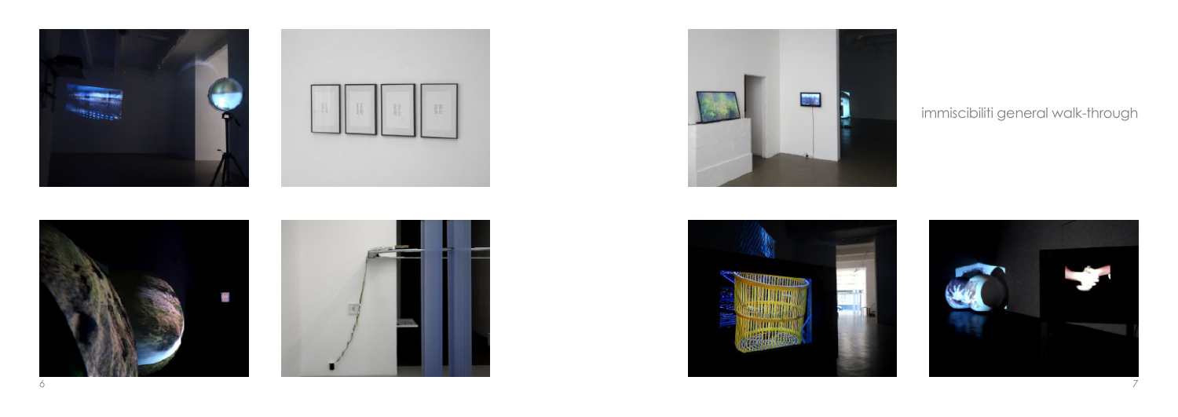immiscibiliti general walk-through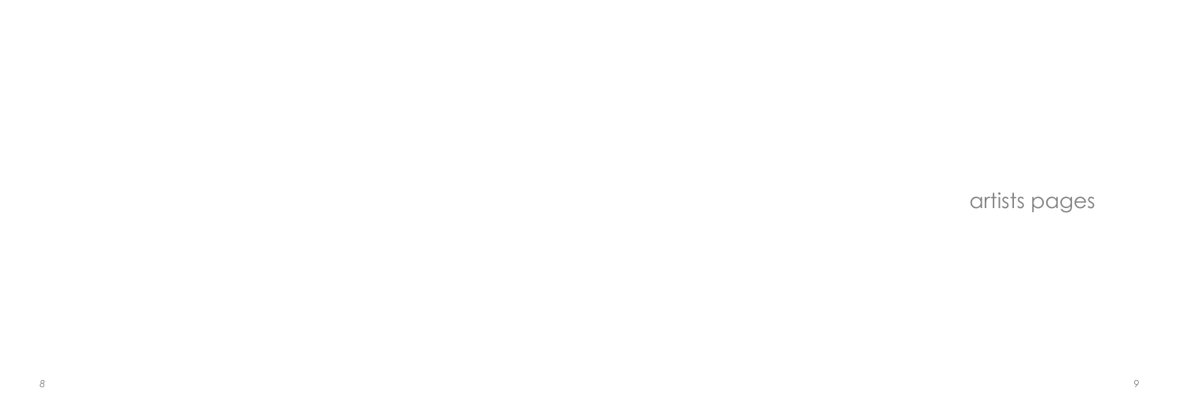# artists pages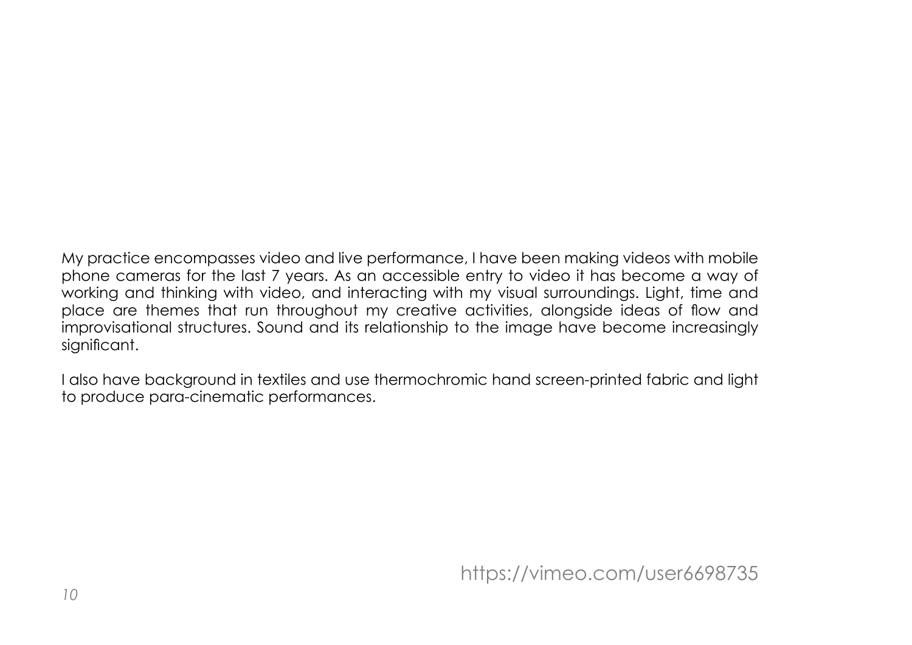My practice encompasses video and live performance, I have been making videos with mobile phone cameras for the last 7 years. As an accessible entry to video it has become a way of working and thinking with video, and interacting with my visual surroundings. Light, time and place are themes that run throughout my creative activities, alongside ideas of flow and improvisational structures. Sound and its relationship to the image have become increasingly significant.

I also have background in textiles and use thermochromic hand screen-printed fabric and light to produce para-cinematic performances.

https://vimeo.com/user6698735